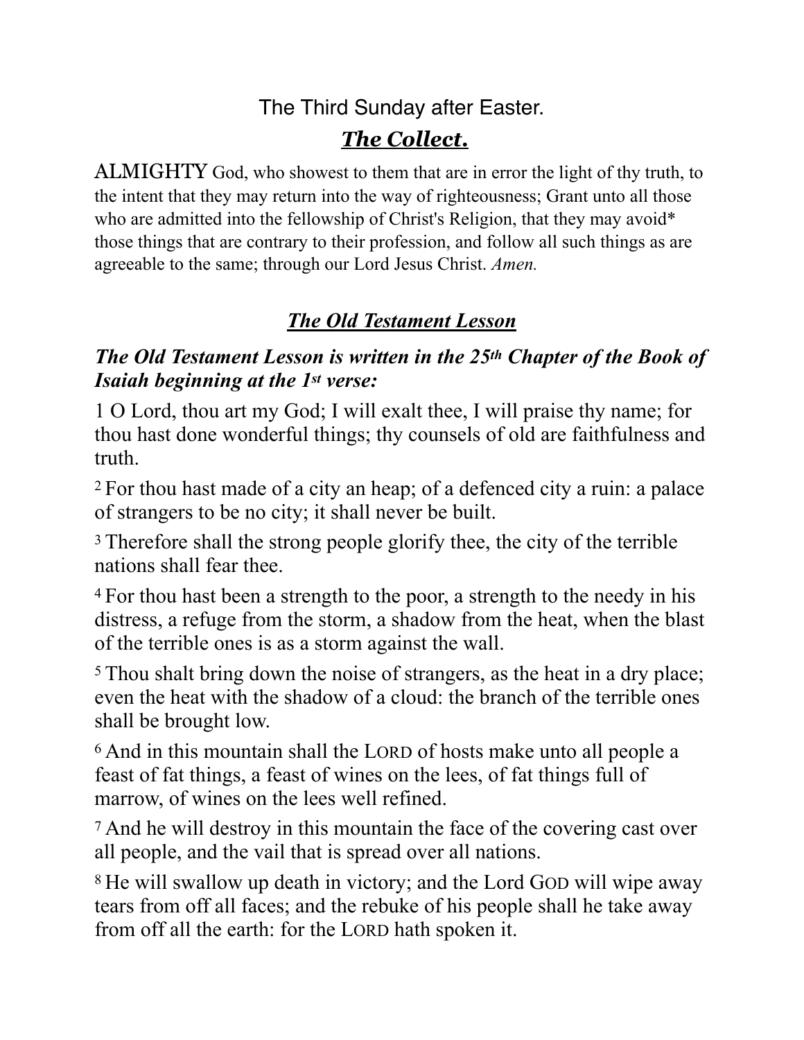# The Third Sunday after Easter.

## ***The Collect.***

ALMIGHTY God, who showest to them that are in error the light of thy truth, to the intent that they may return into the way of righteousness; Grant unto all those who are admitted into the fellowship of Christ's Religion, that they may avoid* those things that are contrary to their profession, and follow all such things as are agreeable to the same; through our Lord Jesus Christ. *Amen.*

## ***The Old Testament Lesson***

***The Old Testament Lesson is written in the 25th Chapter of the Book of Isaiah beginning at the 1st verse:***

1 O Lord, thou art my God; I will exalt thee, I will praise thy name; for thou hast done wonderful things; thy counsels of old are faithfulness and truth.

2 For thou hast made of a city an heap; of a defenced city a ruin: a palace of strangers to be no city; it shall never be built.

3 Therefore shall the strong people glorify thee, the city of the terrible nations shall fear thee.

4 For thou hast been a strength to the poor, a strength to the needy in his distress, a refuge from the storm, a shadow from the heat, when the blast of the terrible ones is as a storm against the wall.

5 Thou shalt bring down the noise of strangers, as the heat in a dry place; even the heat with the shadow of a cloud: the branch of the terrible ones shall be brought low.

6 And in this mountain shall the LORD of hosts make unto all people a feast of fat things, a feast of wines on the lees, of fat things full of marrow, of wines on the lees well refined.

7 And he will destroy in this mountain the face of the covering cast over all people, and the vail that is spread over all nations.

8 He will swallow up death in victory; and the Lord GOD will wipe away tears from off all faces; and the rebuke of his people shall he take away from off all the earth: for the LORD hath spoken it.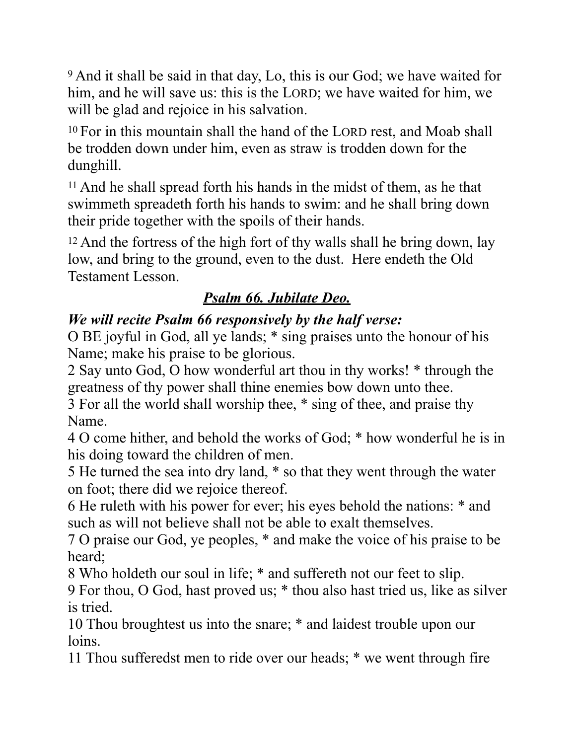[9] And it shall be said in that day, Lo, this is our God; we have waited for him, and he will save us: this is the LORD; we have waited for him, we will be glad and rejoice in his salvation.

[10] For in this mountain shall the hand of the LORD rest, and Moab shall be trodden down under him, even as straw is trodden down for the dunghill.

[11] And he shall spread forth his hands in the midst of them, as he that swimmeth spreadeth forth his hands to swim: and he shall bring down their pride together with the spoils of their hands.

[12] And the fortress of the high fort of thy walls shall he bring down, lay low, and bring to the ground, even to the dust.  Here endeth the Old Testament Lesson.

## ***Psalm 66. Jubilate Deo.***

***We will recite Psalm 66 responsively by the half verse:***

O BE joyful in God, all ye lands; * sing praises unto the honour of his Name; make his praise to be glorious.
2 Say unto God, O how wonderful art thou in thy works! * through the greatness of thy power shall thine enemies bow down unto thee.
3 For all the world shall worship thee, * sing of thee, and praise thy Name.
4 O come hither, and behold the works of God; * how wonderful he is in his doing toward the children of men.
5 He turned the sea into dry land, * so that they went through the water on foot; there did we rejoice thereof.
6 He ruleth with his power for ever; his eyes behold the nations: * and such as will not believe shall not be able to exalt themselves.
7 O praise our God, ye peoples, * and make the voice of his praise to be heard;
8 Who holdeth our soul in life; * and suffereth not our feet to slip.
9 For thou, O God, hast proved us; * thou also hast tried us, like as silver is tried.
10 Thou broughtest us into the snare; * and laidest trouble upon our loins.
11 Thou sufferedst men to ride over our heads; * we went through fire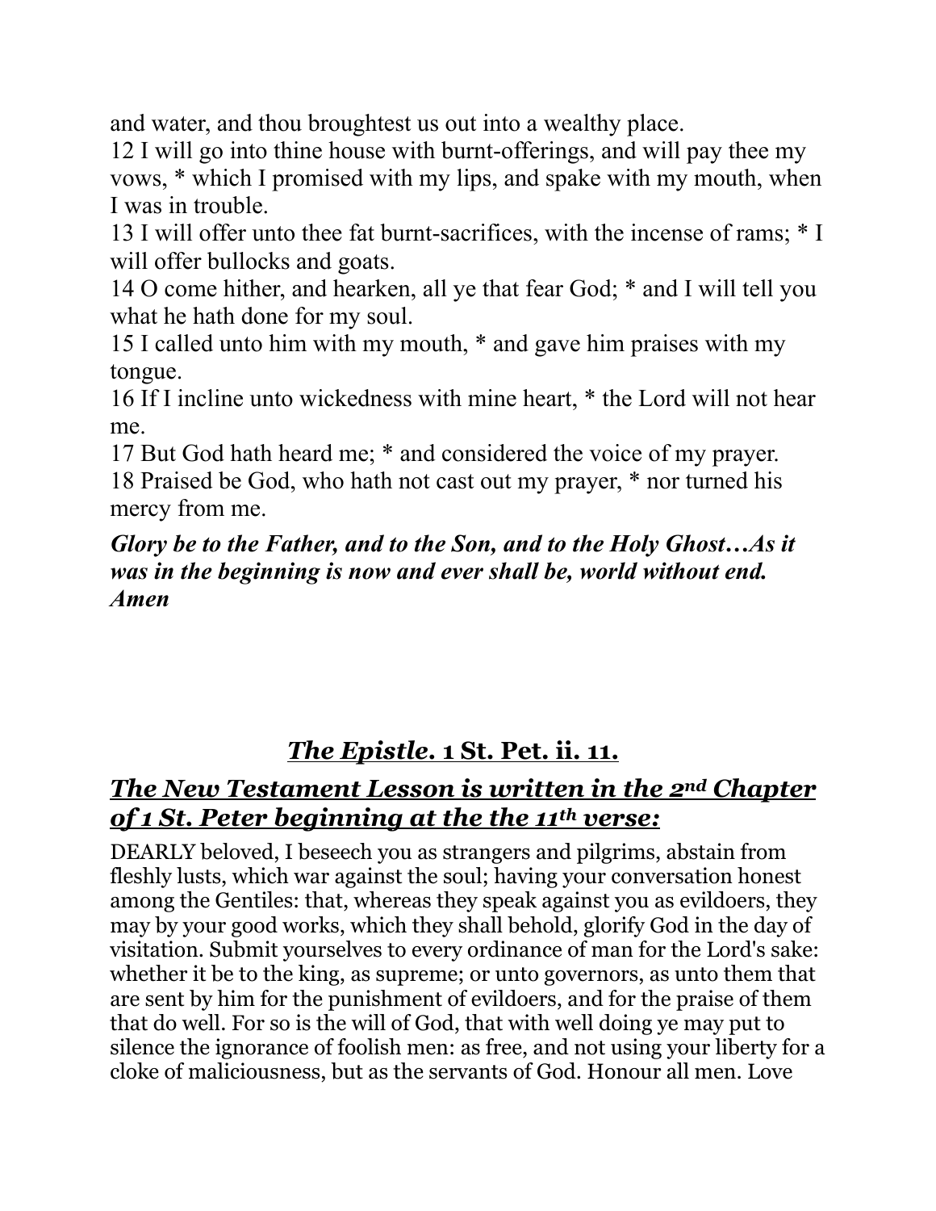and water, and thou broughtest us out into a wealthy place.
12 I will go into thine house with burnt-offerings, and will pay thee my vows, * which I promised with my lips, and spake with my mouth, when I was in trouble.
13 I will offer unto thee fat burnt-sacrifices, with the incense of rams; * I will offer bullocks and goats.
14 O come hither, and hearken, all ye that fear God; * and I will tell you what he hath done for my soul.
15 I called unto him with my mouth, * and gave him praises with my tongue.
16 If I incline unto wickedness with mine heart, * the Lord will not hear me.
17 But God hath heard me; * and considered the voice of my prayer.
18 Praised be God, who hath not cast out my prayer, * nor turned his mercy from me.

***Glory be to the Father, and to the Son, and to the Holy Ghost…As it was in the beginning is now and ever shall be, world without end. Amen***

## *The Epistle.* 1 St. Pet. ii. 11.

## *The New Testament Lesson is written in the 2nd Chapter of 1 St. Peter beginning at the the 11th verse:*

DEARLY beloved, I beseech you as strangers and pilgrims, abstain from fleshly lusts, which war against the soul; having your conversation honest among the Gentiles: that, whereas they speak against you as evildoers, they may by your good works, which they shall behold, glorify God in the day of visitation. Submit yourselves to every ordinance of man for the Lord's sake: whether it be to the king, as supreme; or unto governors, as unto them that are sent by him for the punishment of evildoers, and for the praise of them that do well. For so is the will of God, that with well doing ye may put to silence the ignorance of foolish men: as free, and not using your liberty for a cloke of maliciousness, but as the servants of God. Honour all men. Love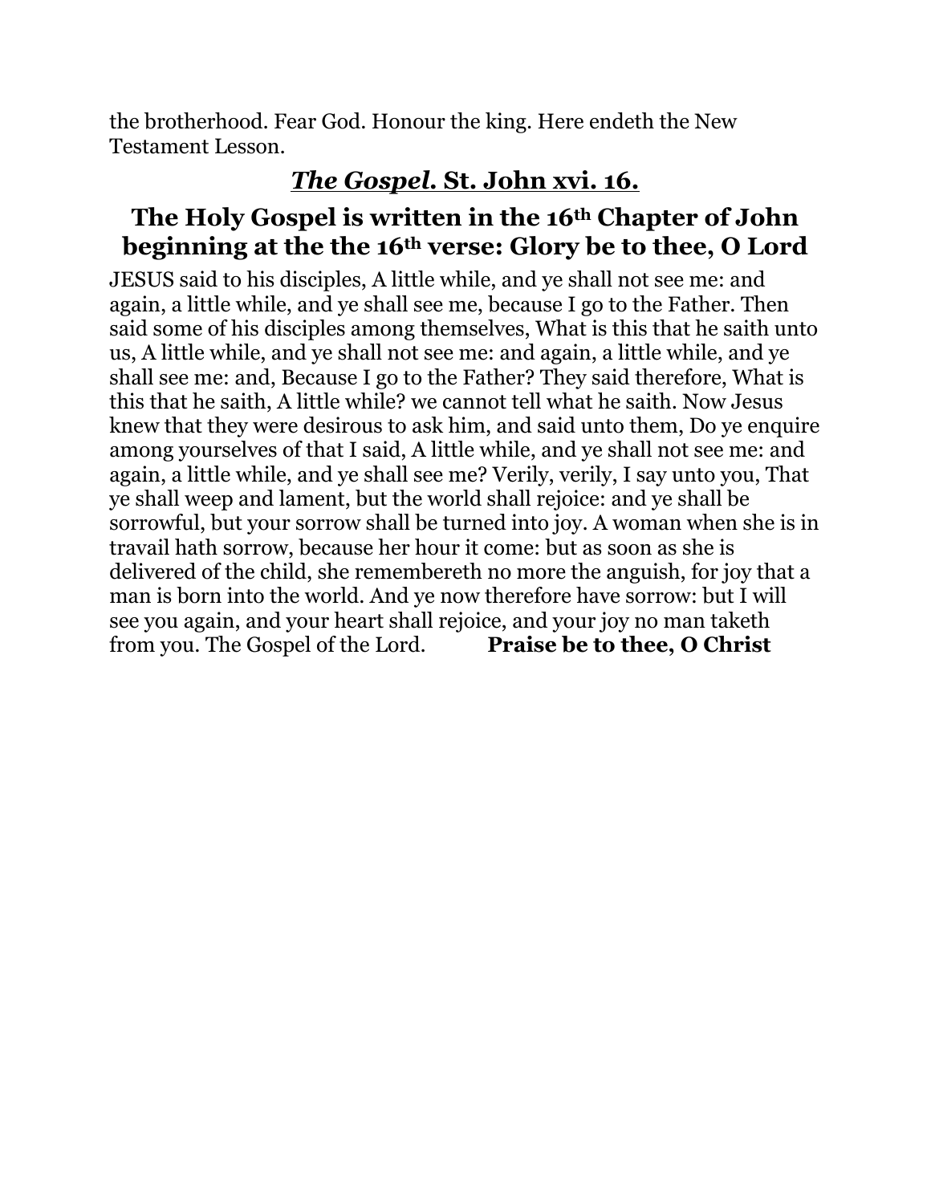the brotherhood. Fear God. Honour the king. Here endeth the New Testament Lesson.

## ***The Gospel*. St. John xvi. 16.**

## The Holy Gospel is written in the 16th Chapter of John beginning at the the 16th verse: Glory be to thee, O Lord

JESUS said to his disciples, A little while, and ye shall not see me: and again, a little while, and ye shall see me, because I go to the Father. Then said some of his disciples among themselves, What is this that he saith unto us, A little while, and ye shall not see me: and again, a little while, and ye shall see me: and, Because I go to the Father? They said therefore, What is this that he saith, A little while? we cannot tell what he saith. Now Jesus knew that they were desirous to ask him, and said unto them, Do ye enquire among yourselves of that I said, A little while, and ye shall not see me: and again, a little while, and ye shall see me? Verily, verily, I say unto you, That ye shall weep and lament, but the world shall rejoice: and ye shall be sorrowful, but your sorrow shall be turned into joy. A woman when she is in travail hath sorrow, because her hour it come: but as soon as she is delivered of the child, she remembereth no more the anguish, for joy that a man is born into the world. And ye now therefore have sorrow: but I will see you again, and your heart shall rejoice, and your joy no man taketh from you. The Gospel of the Lord. **Praise be to thee, O Christ**